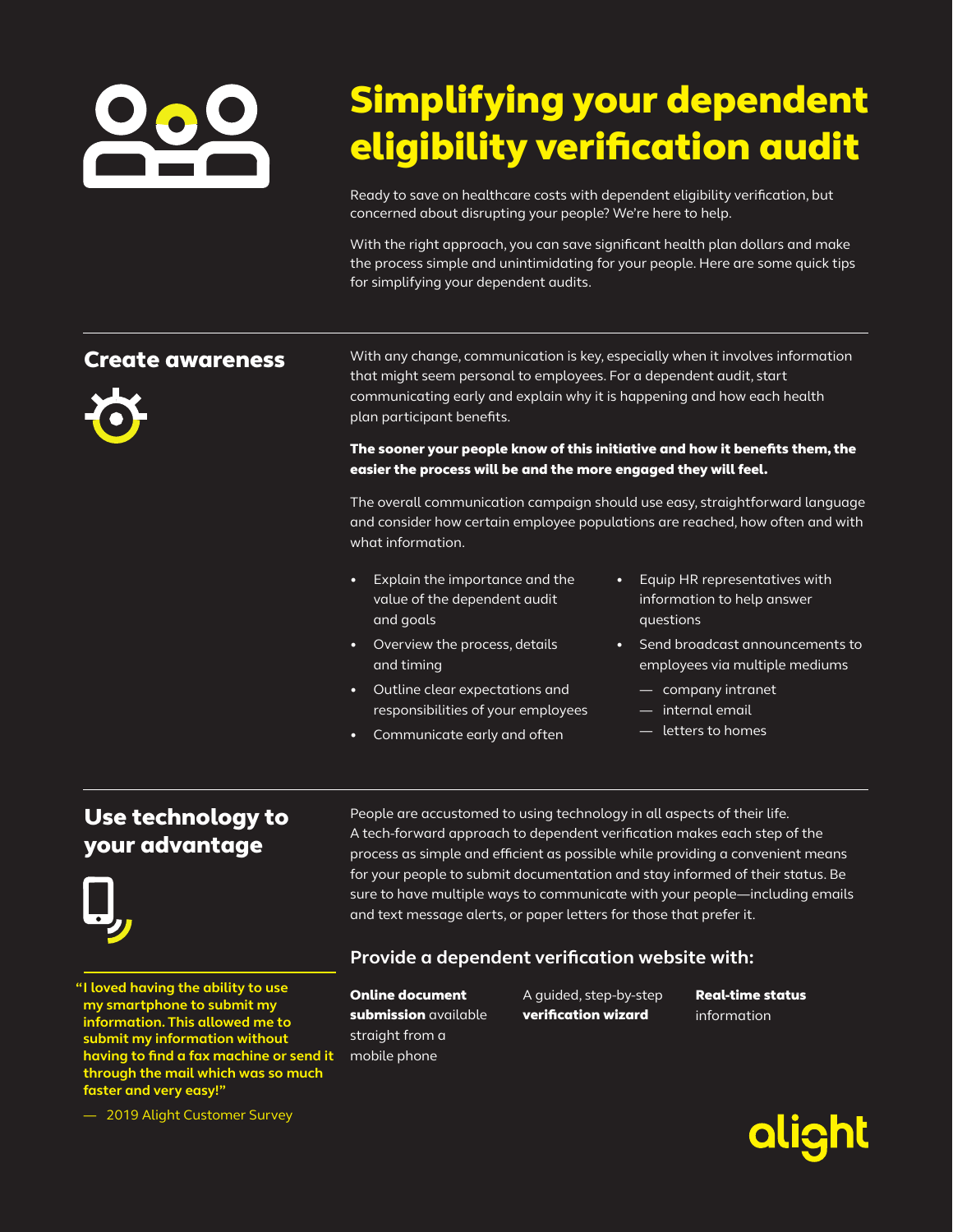# Simplifying your dependent eligibility verification audit

Ready to save on healthcare costs with dependent eligibility verification, but concerned about disrupting your people? We're here to help.

With the right approach, you can save significant health plan dollars and make the process simple and unintimidating for your people. Here are some quick tips for simplifying your dependent audits.

## Create awareness

With any change, communication is key, especially when it involves information that might seem personal to employees. For a dependent audit, start communicating early and explain why it is happening and how each health plan participant benefits.

**The sooner your people know of this initiative and how it benefits them, the easier the process will be and the more engaged they will feel.**

The overall communication campaign should use easy, straightforward language and consider how certain employee populations are reached, how often and with what information.

- Explain the importance and the value of the dependent audit and goals
- Overview the process, details and timing
- Outline clear expectations and responsibilities of your employees
- Communicate early and often
- Equip HR representatives with information to help answer questions
- Send broadcast announcements to employees via multiple mediums
  - company intranet
  - internal email
  - letters to homes

## Use technology to your advantage

People are accustomed to using technology in all aspects of their life. A tech-forward approach to dependent verification makes each step of the process as simple and efficient as possible while providing a convenient means for your people to submit documentation and stay informed of their status. Be sure to have multiple ways to communicate with your people—including emails and text message alerts, or paper letters for those that prefer it.

### Provide a dependent verification website with:

**Online document submission** available straight from a mobile phone

A guided, step-by-step **verification wizard**

**Real-time status** information

**"I loved having the ability to use my smartphone to submit my information. This allowed me to submit my information without having to find a fax machine or send it through the mail which was so much faster and very easy!"**

— 2019 Alight Customer Survey

alight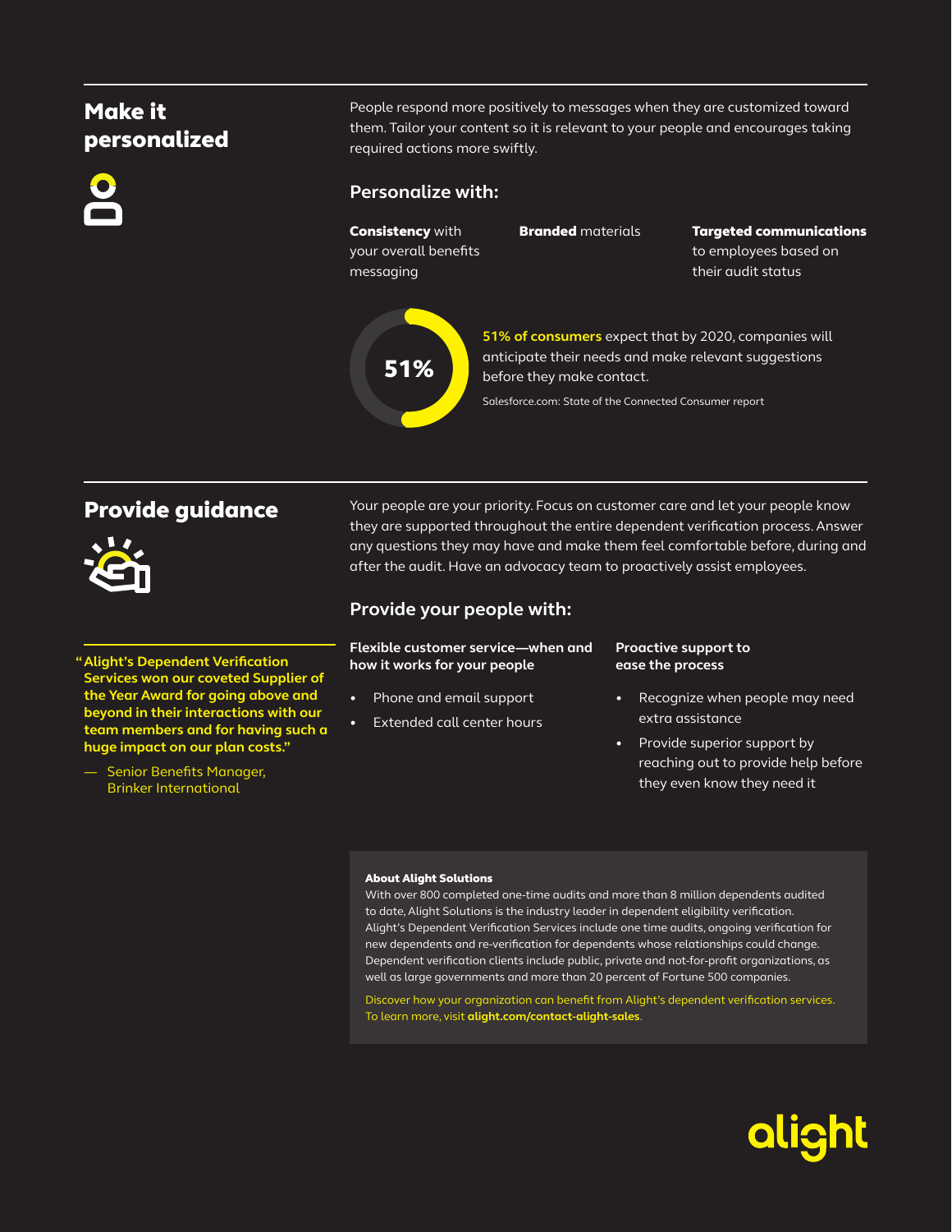## Make it personalized

People respond more positively to messages when they are customized toward them. Tailor your content so it is relevant to your people and encourages taking required actions more swiftly.

### Personalize with:

**Consistency** with your overall benefits messaging

**Branded** materials

**Targeted communications** to employees based on their audit status

51%

**51% of consumers** expect that by 2020, companies will anticipate their needs and make relevant suggestions before they make contact.

Salesforce.com: State of the Connected Consumer report

## Provide guidance

Your people are your priority. Focus on customer care and let your people know they are supported throughout the entire dependent verification process. Answer any questions they may have and make them feel comfortable before, during and after the audit. Have an advocacy team to proactively assist employees.

### Provide your people with:

**Flexible customer service—when and how it works for your people**

- Phone and email support
- Extended call center hours

**Proactive support to ease the process**

- Recognize when people may need extra assistance
- Provide superior support by reaching out to provide help before they even know they need it

> **"Alight's Dependent Verification Services won our coveted Supplier of the Year Award for going above and beyond in their interactions with our team members and for having such a huge impact on our plan costs."**
>
> — Senior Benefits Manager, Brinker International

**About Alight Solutions**

With over 800 completed one-time audits and more than 8 million dependents audited to date, Alight Solutions is the industry leader in dependent eligibility verification. Alight's Dependent Verification Services include one time audits, ongoing verification for new dependents and re-verification for dependents whose relationships could change. Dependent verification clients include public, private and not-for-profit organizations, as well as large governments and more than 20 percent of Fortune 500 companies.

Discover how your organization can benefit from Alight's dependent verification services. To learn more, visit **alight.com/contact-alight-sales**.

alight